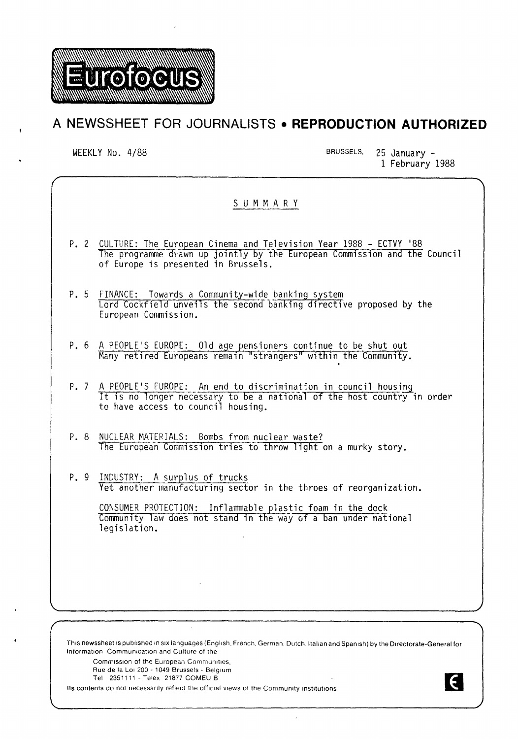# Eurofocus

## A NEWSSHEET FOR JOURNALISTS • **REPRODUCTION AUTHORIZED**

WEEKLY No. 4/88

BRUSSELS, 25 January - 1 February 1988

### SUMMARY

P. 2 CULTURE: The European Cinema and Television Year 1988 - ECTVY '88
The programme drawn up jointly by the European Commission and the Council of Europe is presented in Brussels.

P. 5 FINANCE: Towards a Community-wide banking system
Lord Cockfield unveils the second banking directive proposed by the European Commission.

P. 6 A PEOPLE'S EUROPE: Old age pensioners continue to be shut out
Many retired Europeans remain "strangers" within the Community.

P. 7 A PEOPLE'S EUROPE: An end to discrimination in council housing
It is no longer necessary to be a national of the host country in order to have access to council housing.

P. 8 NUCLEAR MATERIALS: Bombs from nuclear waste?
The European Commission tries to throw light on a murky story.

P. 9 INDUSTRY: A surplus of trucks
Yet another manufacturing sector in the throes of reorganization.

CONSUMER PROTECTION: Inflammable plastic foam in the dock
Community law does not stand in the way of a ban under national legislation.

This newssheet is published in six languages (English, French, German, Dutch, Italian and Spanish) by the Directorate-General for Information Communication and Culture of the
Commission of the European Communities,
Rue de la Loi 200 - 1049 Brussels - Belgium
Tel 2351111 - Telex 21877 COMEU B
Its contents do not necessarily reflect the official views of the Community institutions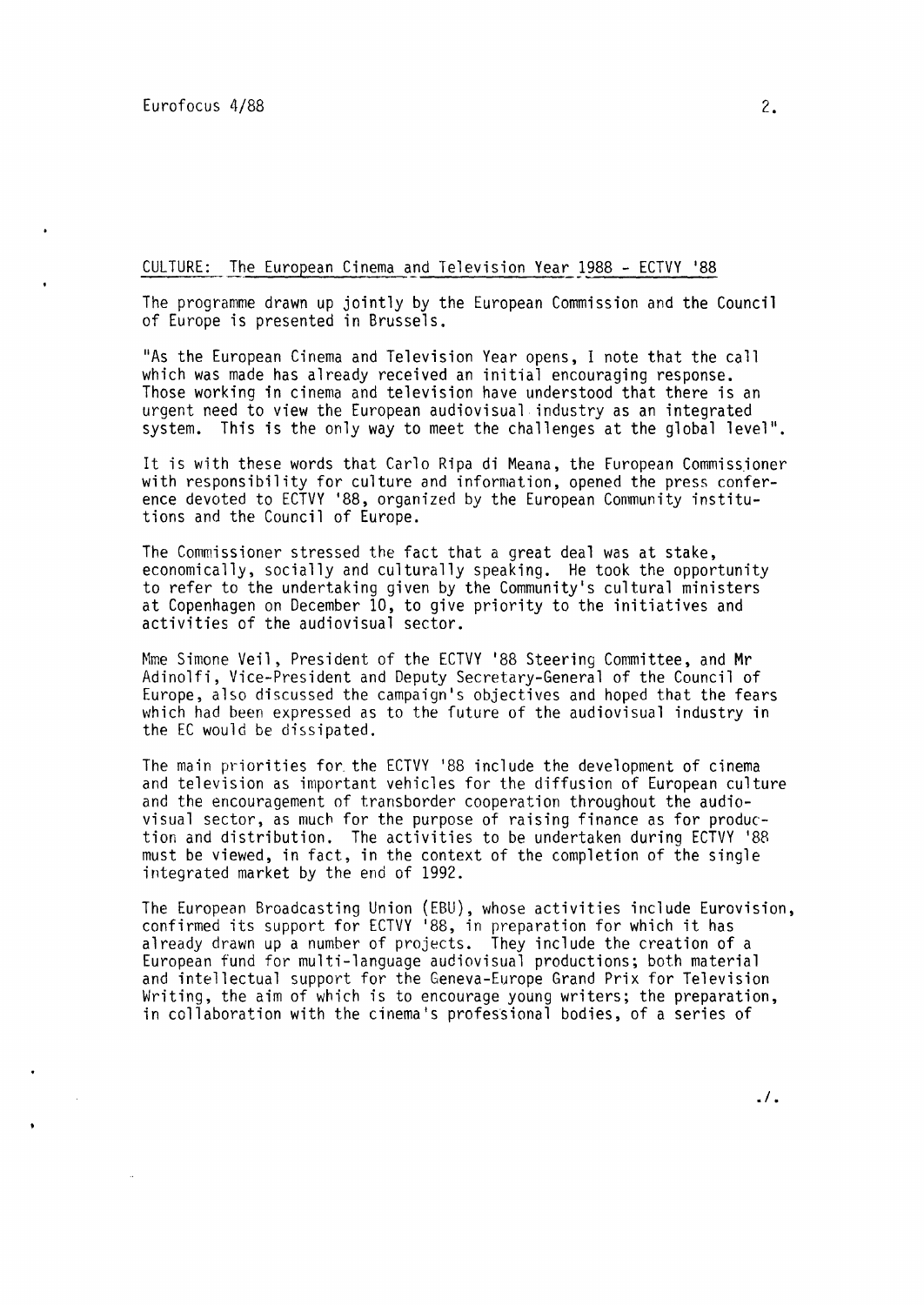## CULTURE: The European Cinema and Television Year 1988 - ECTVY '88

The programme drawn up jointly by the European Commission and the Council of Europe is presented in Brussels.

"As the European Cinema and Television Year opens, I note that the call which was made has already received an initial encouraging response. Those working in cinema and television have understood that there is an urgent need to view the European audiovisual industry as an integrated system. This is the only way to meet the challenges at the global level".

It is with these words that Carlo Ripa di Meana, the European Commissioner with responsibility for culture and information, opened the press conference devoted to ECTVY '88, organized by the European Community institutions and the Council of Europe.

The Commissioner stressed the fact that a great deal was at stake, economically, socially and culturally speaking. He took the opportunity to refer to the undertaking given by the Community's cultural ministers at Copenhagen on December 10, to give priority to the initiatives and activities of the audiovisual sector.

Mme Simone Veil, President of the ECTVY '88 Steering Committee, and Mr Adinolfi, Vice-President and Deputy Secretary-General of the Council of Europe, also discussed the campaign's objectives and hoped that the fears which had been expressed as to the future of the audiovisual industry in the EC would be dissipated.

The main priorities for the ECTVY '88 include the development of cinema and television as important vehicles for the diffusion of European culture and the encouragement of transborder cooperation throughout the audiovisual sector, as much for the purpose of raising finance as for production and distribution. The activities to be undertaken during ECTVY '88 must be viewed, in fact, in the context of the completion of the single integrated market by the end of 1992.

The European Broadcasting Union (EBU), whose activities include Eurovision, confirmed its support for ECTVY '88, in preparation for which it has already drawn up a number of projects. They include the creation of a European fund for multi-language audiovisual productions; both material and intellectual support for the Geneva-Europe Grand Prix for Television Writing, the aim of which is to encourage young writers; the preparation, in collaboration with the cinema's professional bodies, of a series of

./.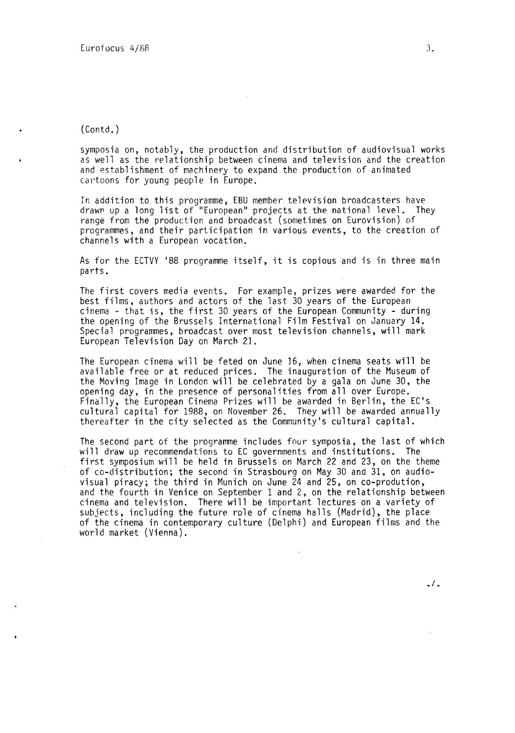(Contd.)

symposia on, notably, the production and distribution of audiovisual works as well as the relationship between cinema and television and the creation and establishment of machinery to expand the production of animated cartoons for young people in Europe.

In addition to this programme, EBU member television broadcasters have drawn up a long list of "European" projects at the national level. They range from the production and broadcast (sometimes on Eurovision) of programmes, and their participation in various events, to the creation of channels with a European vocation.

As for the ECTVY '88 programme itself, it is copious and is in three main parts.

The first covers media events. For example, prizes were awarded for the best films, authors and actors of the last 30 years of the European cinema - that is, the first 30 years of the European Community - during the opening of the Brussels International Film Festival on January 14. Special programmes, broadcast over most television channels, will mark European Television Day on March 21.

The European cinema will be feted on June 16, when cinema seats will be available free or at reduced prices. The inauguration of the Museum of the Moving Image in London will be celebrated by a gala on June 30, the opening day, in the presence of personalities from all over Europe. Finally, the European Cinema Prizes will be awarded in Berlin, the EC's cultural capital for 1988, on November 26. They will be awarded annually thereafter in the city selected as the Community's cultural capital.

The second part of the programme includes four symposia, the last of which will draw up recommendations to EC governments and institutions. The first symposium will be held in Brussels on March 22 and 23, on the theme of co-distribution; the second in Strasbourg on May 30 and 31, on audio-visual piracy; the third in Munich on June 24 and 25, on co-prodution, and the fourth in Venice on September 1 and 2, on the relationship between cinema and television. There will be important lectures on a variety of subjects, including the future role of cinema halls (Madrid), the place of the cinema in contemporary culture (Delphi) and European films and the world market (Vienna).

./.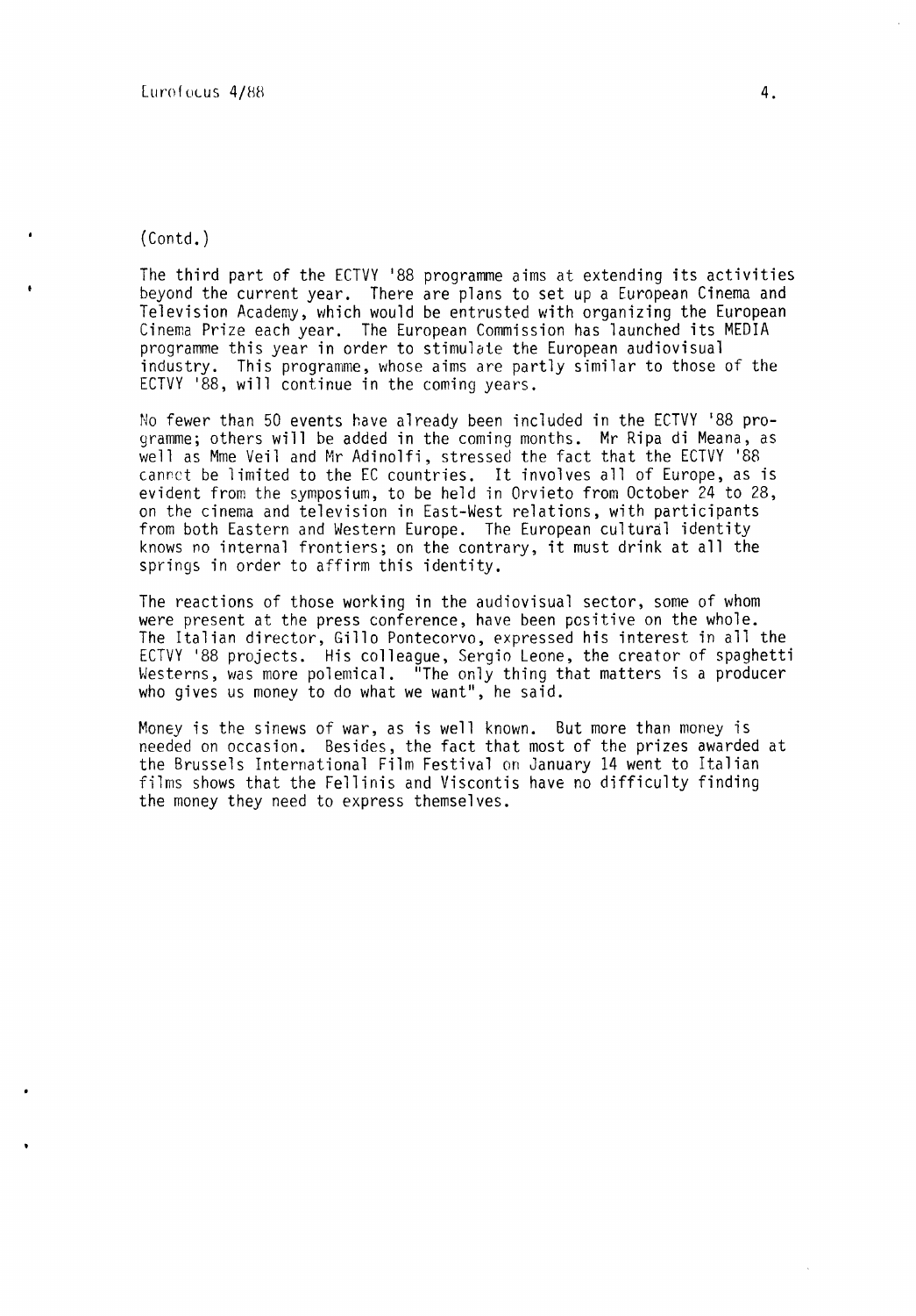(Contd.)

The third part of the ECTVY '88 programme aims at extending its activities beyond the current year. There are plans to set up a European Cinema and Television Academy, which would be entrusted with organizing the European Cinema Prize each year. The European Commission has launched its MEDIA programme this year in order to stimulate the European audiovisual industry. This programme, whose aims are partly similar to those of the ECTVY '88, will continue in the coming years.

No fewer than 50 events have already been included in the ECTVY '88 programme; others will be added in the coming months. Mr Ripa di Meana, as well as Mme Veil and Mr Adinolfi, stressed the fact that the ECTVY '88 cannot be limited to the EC countries. It involves all of Europe, as is evident from the symposium, to be held in Orvieto from October 24 to 28, on the cinema and television in East-West relations, with participants from both Eastern and Western Europe. The European cultural identity knows no internal frontiers; on the contrary, it must drink at all the springs in order to affirm this identity.

The reactions of those working in the audiovisual sector, some of whom were present at the press conference, have been positive on the whole. The Italian director, Gillo Pontecorvo, expressed his interest in all the ECTVY '88 projects. His colleague, Sergio Leone, the creator of spaghetti Westerns, was more polemical. "The only thing that matters is a producer who gives us money to do what we want", he said.

Money is the sinews of war, as is well known. But more than money is needed on occasion. Besides, the fact that most of the prizes awarded at the Brussels International Film Festival on January 14 went to Italian films shows that the Fellinis and Viscontis have no difficulty finding the money they need to express themselves.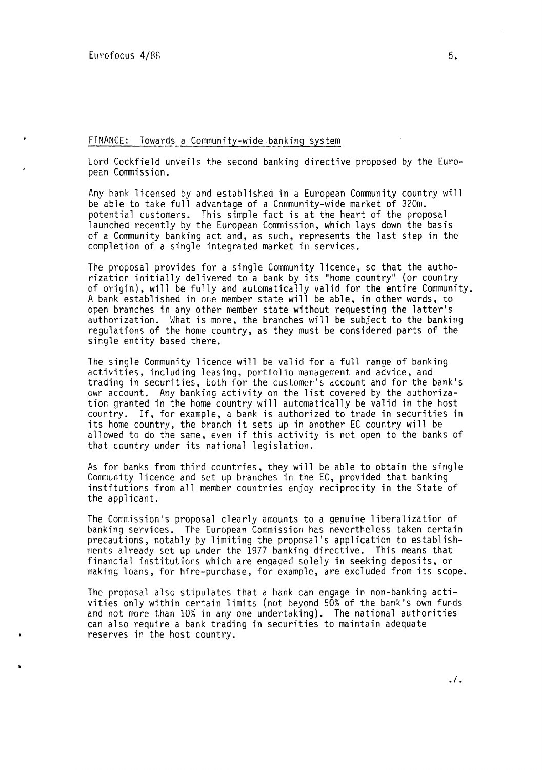## FINANCE: Towards a Community-wide banking system

Lord Cockfield unveils the second banking directive proposed by the European Commission.

Any bank licensed by and established in a European Community country will be able to take full advantage of a Community-wide market of 320m. potential customers. This simple fact is at the heart of the proposal launched recently by the European Commission, which lays down the basis of a Community banking act and, as such, represents the last step in the completion of a single integrated market in services.

The proposal provides for a single Community licence, so that the authorization initially delivered to a bank by its "home country" (or country of origin), will be fully and automatically valid for the entire Community. A bank established in one member state will be able, in other words, to open branches in any other member state without requesting the latter's authorization. What is more, the branches will be subject to the banking regulations of the home country, as they must be considered parts of the single entity based there.

The single Community licence will be valid for a full range of banking activities, including leasing, portfolio management and advice, and trading in securities, both for the customer's account and for the bank's own account. Any banking activity on the list covered by the authorization granted in the home country will automatically be valid in the host country. If, for example, a bank is authorized to trade in securities in its home country, the branch it sets up in another EC country will be allowed to do the same, even if this activity is not open to the banks of that country under its national legislation.

As for banks from third countries, they will be able to obtain the single Community licence and set up branches in the EC, provided that banking institutions from all member countries enjoy reciprocity in the State of the applicant.

The Commission's proposal clearly amounts to a genuine liberalization of banking services. The European Commission has nevertheless taken certain precautions, notably by limiting the proposal's application to establishments already set up under the 1977 banking directive. This means that financial institutions which are engaged solely in seeking deposits, or making loans, for hire-purchase, for example, are excluded from its scope.

The proposal also stipulates that a bank can engage in non-banking activities only within certain limits (not beyond 50% of the bank's own funds and not more than 10% in any one undertaking). The national authorities can also require a bank trading in securities to maintain adequate reserves in the host country.

./.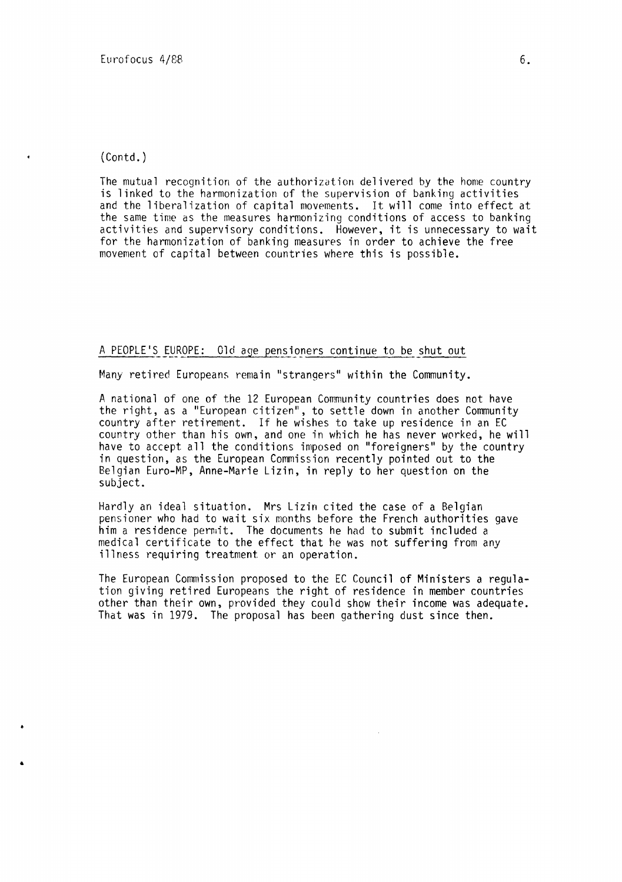(Contd.)

The mutual recognition of the authorization delivered by the home country is linked to the harmonization of the supervision of banking activities and the liberalization of capital movements. It will come into effect at the same time as the measures harmonizing conditions of access to banking activities and supervisory conditions. However, it is unnecessary to wait for the harmonization of banking measures in order to achieve the free movement of capital between countries where this is possible.

## A PEOPLE'S EUROPE: Old age pensioners continue to be shut out

Many retired Europeans remain "strangers" within the Community.

A national of one of the 12 European Community countries does not have the right, as a "European citizen", to settle down in another Community country after retirement. If he wishes to take up residence in an EC country other than his own, and one in which he has never worked, he will have to accept all the conditions imposed on "foreigners" by the country in question, as the European Commission recently pointed out to the Belgian Euro-MP, Anne-Marie Lizin, in reply to her question on the subject.

Hardly an ideal situation. Mrs Lizin cited the case of a Belgian pensioner who had to wait six months before the French authorities gave him a residence permit. The documents he had to submit included a medical certificate to the effect that he was not suffering from any illness requiring treatment or an operation.

The European Commission proposed to the EC Council of Ministers a regulation giving retired Europeans the right of residence in member countries other than their own, provided they could show their income was adequate. That was in 1979. The proposal has been gathering dust since then.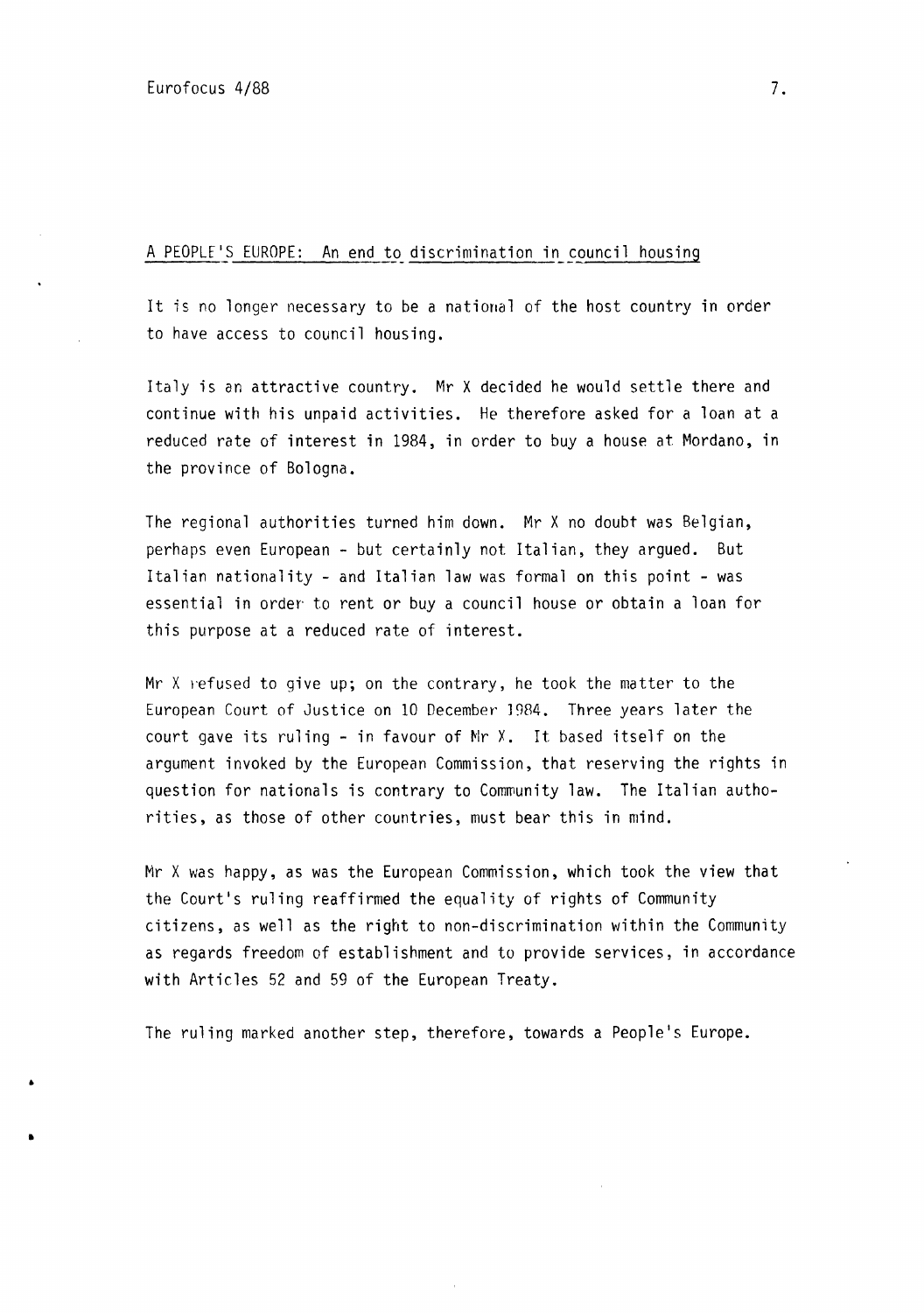## A PEOPLE'S EUROPE: An end to discrimination in council housing

It is no longer necessary to be a national of the host country in order to have access to council housing.

Italy is an attractive country. Mr X decided he would settle there and continue with his unpaid activities. He therefore asked for a loan at a reduced rate of interest in 1984, in order to buy a house at Mordano, in the province of Bologna.

The regional authorities turned him down. Mr X no doubt was Belgian, perhaps even European - but certainly not Italian, they argued. But Italian nationality - and Italian law was formal on this point - was essential in order to rent or buy a council house or obtain a loan for this purpose at a reduced rate of interest.

Mr X refused to give up; on the contrary, he took the matter to the European Court of Justice on 10 December 1984. Three years later the court gave its ruling - in favour of Mr X. It based itself on the argument invoked by the European Commission, that reserving the rights in question for nationals is contrary to Community law. The Italian authorities, as those of other countries, must bear this in mind.

Mr X was happy, as was the European Commission, which took the view that the Court's ruling reaffirmed the equality of rights of Community citizens, as well as the right to non-discrimination within the Community as regards freedom of establishment and to provide services, in accordance with Articles 52 and 59 of the European Treaty.

The ruling marked another step, therefore, towards a People's Europe.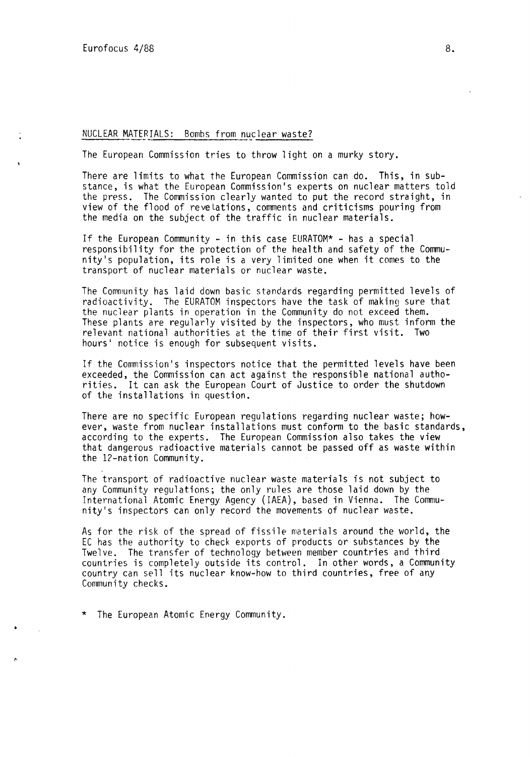## NUCLEAR MATERIALS: Bombs from nuclear waste?

The European Commission tries to throw light on a murky story.

There are limits to what the European Commission can do. This, in substance, is what the European Commission's experts on nuclear matters told the press. The Commission clearly wanted to put the record straight, in view of the flood of revelations, comments and criticisms pouring from the media on the subject of the traffic in nuclear materials.

If the European Community - in this case EURATOM* - has a special responsibility for the protection of the health and safety of the Community's population, its role is a very limited one when it comes to the transport of nuclear materials or nuclear waste.

The Community has laid down basic standards regarding permitted levels of radioactivity. The EURATOM inspectors have the task of making sure that the nuclear plants in operation in the Community do not exceed them. These plants are regularly visited by the inspectors, who must inform the relevant national authorities at the time of their first visit. Two hours' notice is enough for subsequent visits.

If the Commission's inspectors notice that the permitted levels have been exceeded, the Commission can act against the responsible national authorities. It can ask the European Court of Justice to order the shutdown of the installations in question.

There are no specific European regulations regarding nuclear waste; however, waste from nuclear installations must conform to the basic standards, according to the experts. The European Commission also takes the view that dangerous radioactive materials cannot be passed off as waste within the 12-nation Community.

The transport of radioactive nuclear waste materials is not subject to any Community regulations; the only rules are those laid down by the International Atomic Energy Agency (IAEA), based in Vienna. The Community's inspectors can only record the movements of nuclear waste.

As for the risk of the spread of fissile materials around the world, the EC has the authority to check exports of products or substances by the Twelve. The transfer of technology between member countries and third countries is completely outside its control. In other words, a Community country can sell its nuclear know-how to third countries, free of any Community checks.

\* The European Atomic Energy Community.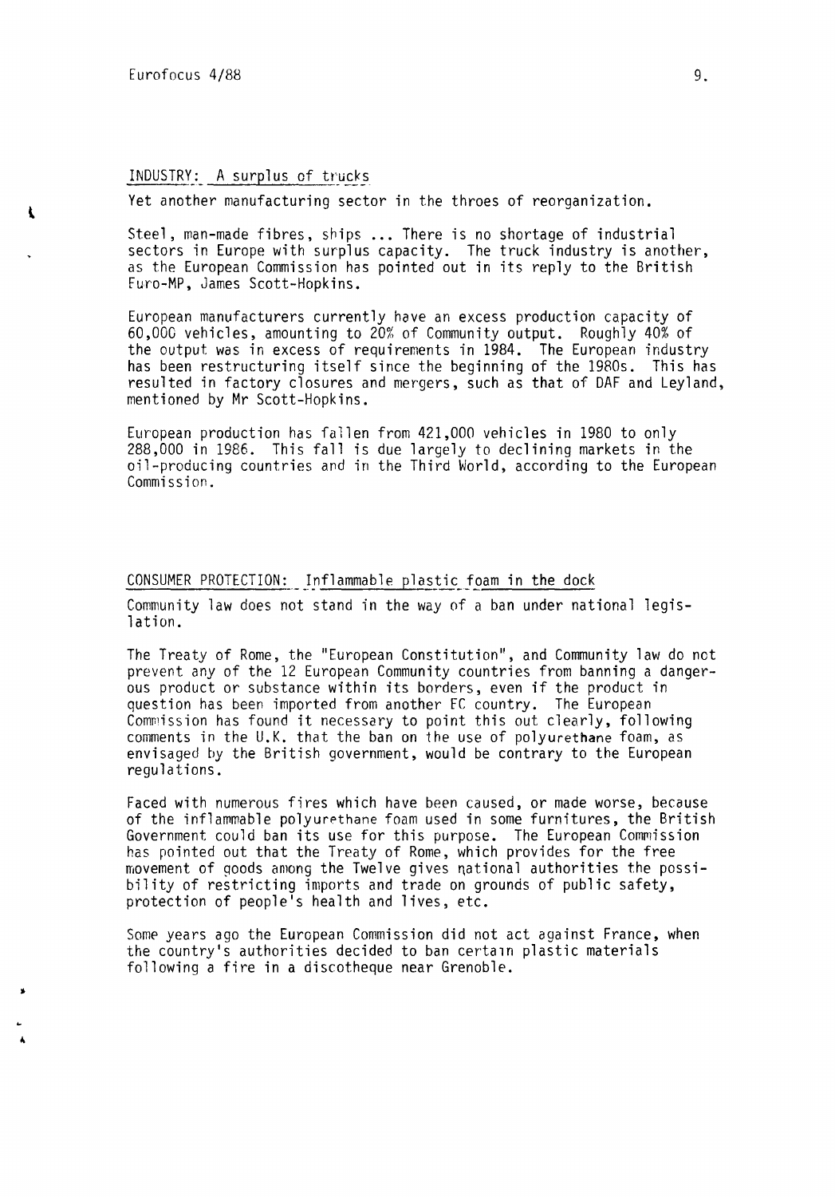## INDUSTRY: A surplus of trucks

Yet another manufacturing sector in the throes of reorganization.

Steel, man-made fibres, ships ... There is no shortage of industrial sectors in Europe with surplus capacity. The truck industry is another, as the European Commission has pointed out in its reply to the British Euro-MP, James Scott-Hopkins.

European manufacturers currently have an excess production capacity of 60,000 vehicles, amounting to 20% of Community output. Roughly 40% of the output was in excess of requirements in 1984. The European industry has been restructuring itself since the beginning of the 1980s. This has resulted in factory closures and mergers, such as that of DAF and Leyland, mentioned by Mr Scott-Hopkins.

European production has fallen from 421,000 vehicles in 1980 to only 288,000 in 1986. This fall is due largely to declining markets in the oil-producing countries and in the Third World, according to the European Commission.

## CONSUMER PROTECTION: Inflammable plastic foam in the dock

Community law does not stand in the way of a ban under national legislation.

The Treaty of Rome, the "European Constitution", and Community law do not prevent any of the 12 European Community countries from banning a dangerous product or substance within its borders, even if the product in question has been imported from another EC country. The European Commission has found it necessary to point this out clearly, following comments in the U.K. that the ban on the use of polyurethane foam, as envisaged by the British government, would be contrary to the European regulations.

Faced with numerous fires which have been caused, or made worse, because of the inflammable polyurethane foam used in some furnitures, the British Government could ban its use for this purpose. The European Commission has pointed out that the Treaty of Rome, which provides for the free movement of goods among the Twelve gives national authorities the possibility of restricting imports and trade on grounds of public safety, protection of people's health and lives, etc.

Some years ago the European Commission did not act against France, when the country's authorities decided to ban certain plastic materials following a fire in a discotheque near Grenoble.